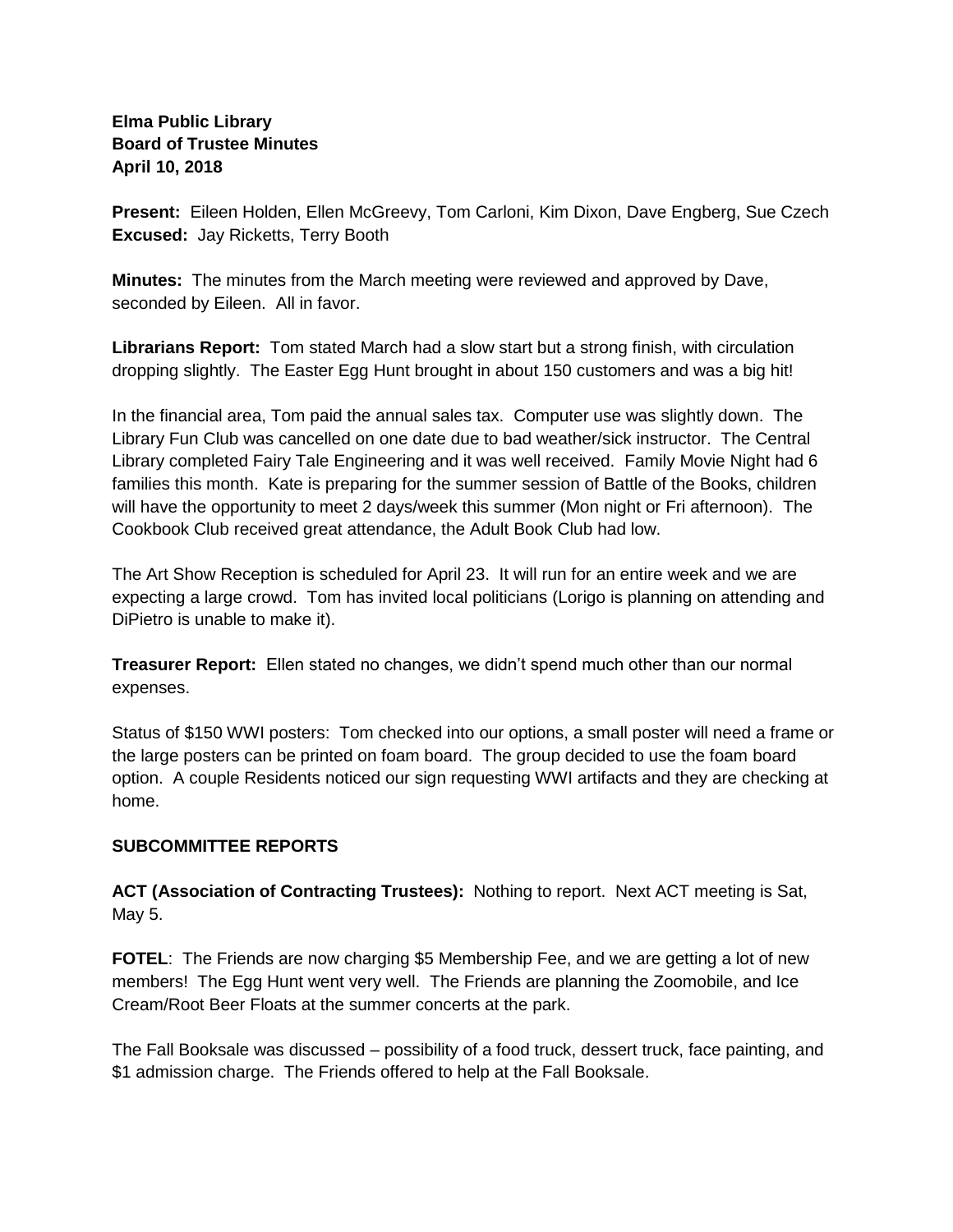**Elma Public Library**
**Board of Trustee Minutes**
**April 10, 2018**

**Present:** Eileen Holden, Ellen McGreevy, Tom Carloni, Kim Dixon, Dave Engberg, Sue Czech
**Excused:** Jay Ricketts, Terry Booth

**Minutes:** The minutes from the March meeting were reviewed and approved by Dave, seconded by Eileen. All in favor.

**Librarians Report:** Tom stated March had a slow start but a strong finish, with circulation dropping slightly. The Easter Egg Hunt brought in about 150 customers and was a big hit!

In the financial area, Tom paid the annual sales tax. Computer use was slightly down. The Library Fun Club was cancelled on one date due to bad weather/sick instructor. The Central Library completed Fairy Tale Engineering and it was well received. Family Movie Night had 6 families this month. Kate is preparing for the summer session of Battle of the Books, children will have the opportunity to meet 2 days/week this summer (Mon night or Fri afternoon). The Cookbook Club received great attendance, the Adult Book Club had low.

The Art Show Reception is scheduled for April 23. It will run for an entire week and we are expecting a large crowd. Tom has invited local politicians (Lorigo is planning on attending and DiPietro is unable to make it).

**Treasurer Report:** Ellen stated no changes, we didn't spend much other than our normal expenses.

Status of $150 WWI posters: Tom checked into our options, a small poster will need a frame or the large posters can be printed on foam board. The group decided to use the foam board option. A couple Residents noticed our sign requesting WWI artifacts and they are checking at home.

**SUBCOMMITTEE REPORTS**

**ACT (Association of Contracting Trustees):** Nothing to report. Next ACT meeting is Sat, May 5.

**FOTEL**: The Friends are now charging $5 Membership Fee, and we are getting a lot of new members! The Egg Hunt went very well. The Friends are planning the Zoomobile, and Ice Cream/Root Beer Floats at the summer concerts at the park.

The Fall Booksale was discussed – possibility of a food truck, dessert truck, face painting, and $1 admission charge. The Friends offered to help at the Fall Booksale.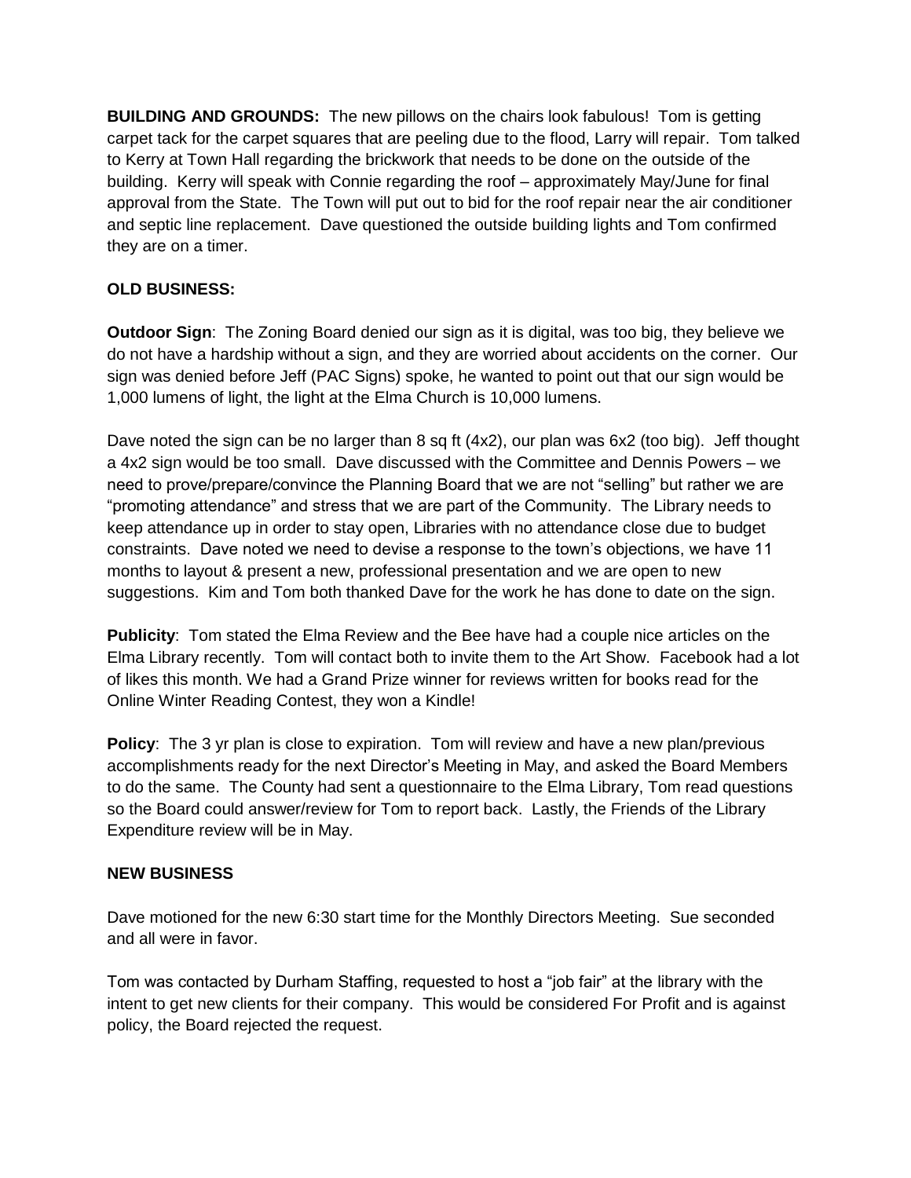**BUILDING AND GROUNDS:** The new pillows on the chairs look fabulous! Tom is getting carpet tack for the carpet squares that are peeling due to the flood, Larry will repair. Tom talked to Kerry at Town Hall regarding the brickwork that needs to be done on the outside of the building. Kerry will speak with Connie regarding the roof – approximately May/June for final approval from the State. The Town will put out to bid for the roof repair near the air conditioner and septic line replacement. Dave questioned the outside building lights and Tom confirmed they are on a timer.

**OLD BUSINESS:**

**Outdoor Sign**: The Zoning Board denied our sign as it is digital, was too big, they believe we do not have a hardship without a sign, and they are worried about accidents on the corner. Our sign was denied before Jeff (PAC Signs) spoke, he wanted to point out that our sign would be 1,000 lumens of light, the light at the Elma Church is 10,000 lumens.

Dave noted the sign can be no larger than 8 sq ft (4x2), our plan was 6x2 (too big). Jeff thought a 4x2 sign would be too small. Dave discussed with the Committee and Dennis Powers – we need to prove/prepare/convince the Planning Board that we are not "selling" but rather we are "promoting attendance" and stress that we are part of the Community. The Library needs to keep attendance up in order to stay open, Libraries with no attendance close due to budget constraints. Dave noted we need to devise a response to the town's objections, we have 11 months to layout & present a new, professional presentation and we are open to new suggestions. Kim and Tom both thanked Dave for the work he has done to date on the sign.

**Publicity**: Tom stated the Elma Review and the Bee have had a couple nice articles on the Elma Library recently. Tom will contact both to invite them to the Art Show. Facebook had a lot of likes this month. We had a Grand Prize winner for reviews written for books read for the Online Winter Reading Contest, they won a Kindle!

**Policy**: The 3 yr plan is close to expiration. Tom will review and have a new plan/previous accomplishments ready for the next Director's Meeting in May, and asked the Board Members to do the same. The County had sent a questionnaire to the Elma Library, Tom read questions so the Board could answer/review for Tom to report back. Lastly, the Friends of the Library Expenditure review will be in May.

**NEW BUSINESS**

Dave motioned for the new 6:30 start time for the Monthly Directors Meeting. Sue seconded and all were in favor.

Tom was contacted by Durham Staffing, requested to host a "job fair" at the library with the intent to get new clients for their company. This would be considered For Profit and is against policy, the Board rejected the request.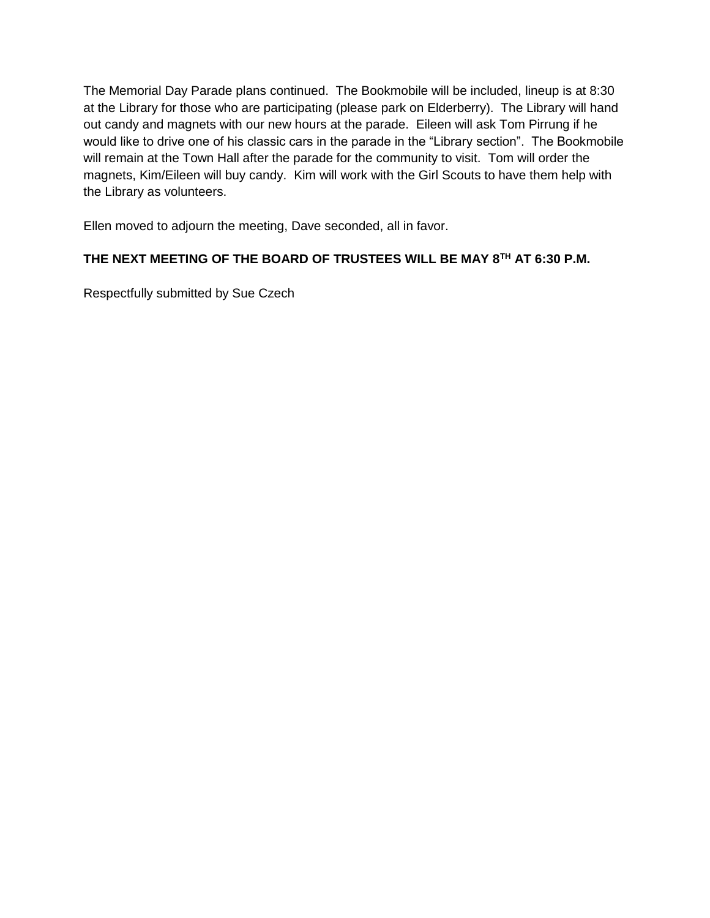The Memorial Day Parade plans continued. The Bookmobile will be included, lineup is at 8:30 at the Library for those who are participating (please park on Elderberry). The Library will hand out candy and magnets with our new hours at the parade. Eileen will ask Tom Pirrung if he would like to drive one of his classic cars in the parade in the "Library section". The Bookmobile will remain at the Town Hall after the parade for the community to visit. Tom will order the magnets, Kim/Eileen will buy candy. Kim will work with the Girl Scouts to have them help with the Library as volunteers.

Ellen moved to adjourn the meeting, Dave seconded, all in favor.

**THE NEXT MEETING OF THE BOARD OF TRUSTEES WILL BE MAY 8TH AT 6:30 P.M.**

Respectfully submitted by Sue Czech